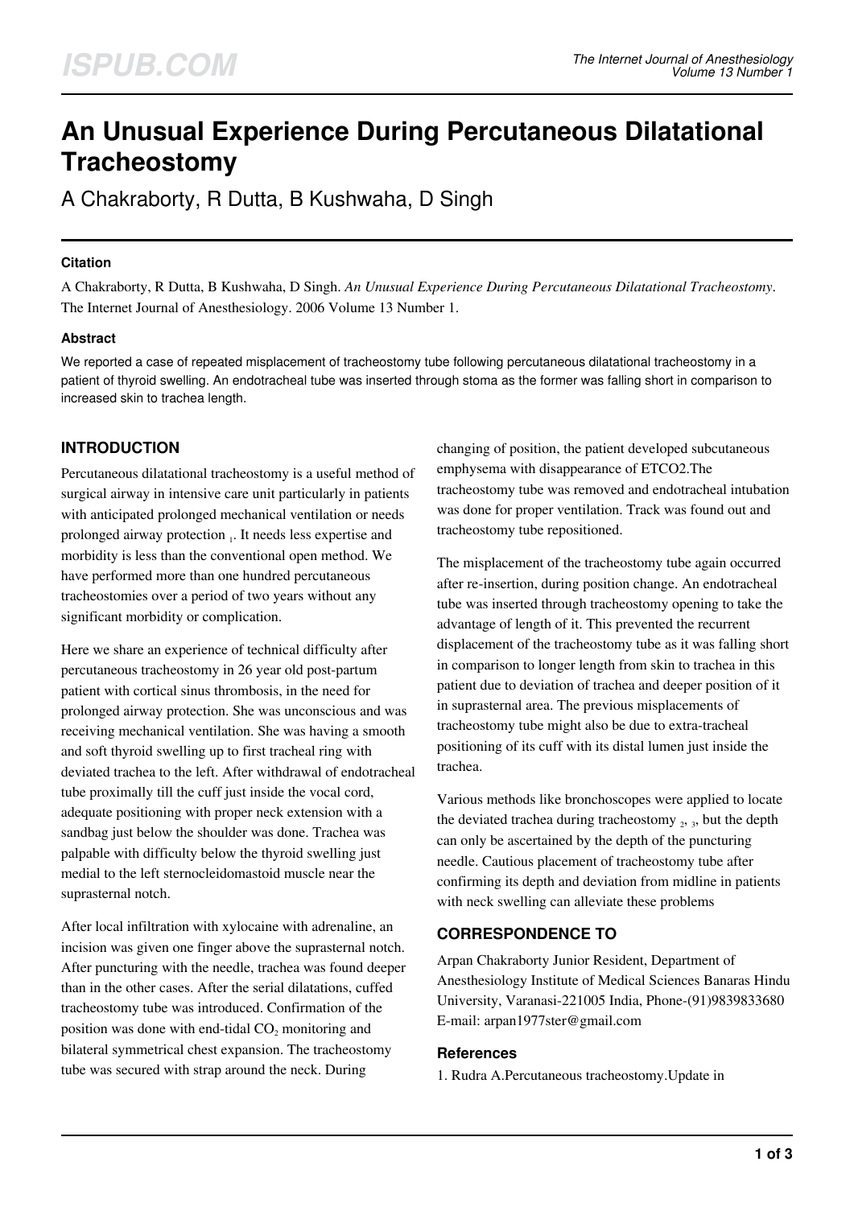# An Unusual Experience During Percutaneous Dilatational Tracheostomy

A Chakraborty, R Dutta, B Kushwaha, D Singh

### Citation

A Chakraborty, R Dutta, B Kushwaha, D Singh. *An Unusual Experience During Percutaneous Dilatational Tracheostomy*. The Internet Journal of Anesthesiology. 2006 Volume 13 Number 1.

### Abstract

We reported a case of repeated misplacement of tracheostomy tube following percutaneous dilatational tracheostomy in a patient of thyroid swelling. An endotracheal tube was inserted through stoma as the former was falling short in comparison to increased skin to trachea length.

## INTRODUCTION

Percutaneous dilatational tracheostomy is a useful method of surgical airway in intensive care unit particularly in patients with anticipated prolonged mechanical ventilation or needs prolonged airway protection [1]. It needs less expertise and morbidity is less than the conventional open method. We have performed more than one hundred percutaneous tracheostomies over a period of two years without any significant morbidity or complication.

Here we share an experience of technical difficulty after percutaneous tracheostomy in 26 year old post-partum patient with cortical sinus thrombosis, in the need for prolonged airway protection. She was unconscious and was receiving mechanical ventilation. She was having a smooth and soft thyroid swelling up to first tracheal ring with deviated trachea to the left. After withdrawal of endotracheal tube proximally till the cuff just inside the vocal cord, adequate positioning with proper neck extension with a sandbag just below the shoulder was done. Trachea was palpable with difficulty below the thyroid swelling just medial to the left sternocleidomastoid muscle near the suprasternal notch.

After local infiltration with xylocaine with adrenaline, an incision was given one finger above the suprasternal notch. After puncturing with the needle, trachea was found deeper than in the other cases. After the serial dilatations, cuffed tracheostomy tube was introduced. Confirmation of the position was done with end-tidal $CO_2$ monitoring and bilateral symmetrical chest expansion. The tracheostomy tube was secured with strap around the neck. During changing of position, the patient developed subcutaneous emphysema with disappearance of ETCO2.The tracheostomy tube was removed and endotracheal intubation was done for proper ventilation. Track was found out and tracheostomy tube repositioned.

The misplacement of the tracheostomy tube again occurred after re-insertion, during position change. An endotracheal tube was inserted through tracheostomy opening to take the advantage of length of it. This prevented the recurrent displacement of the tracheostomy tube as it was falling short in comparison to longer length from skin to trachea in this patient due to deviation of trachea and deeper position of it in suprasternal area. The previous misplacements of tracheostomy tube might also be due to extra-tracheal positioning of its cuff with its distal lumen just inside the trachea.

Various methods like bronchoscopes were applied to locate the deviated trachea during tracheostomy [2, 3], but the depth can only be ascertained by the depth of the puncturing needle. Cautious placement of tracheostomy tube after confirming its depth and deviation from midline in patients with neck swelling can alleviate these problems

## CORRESPONDENCE TO

Arpan Chakraborty Junior Resident, Department of Anesthesiology Institute of Medical Sciences Banaras Hindu University, Varanasi-221005 India, Phone-(91)9839833680 E-mail: arpan1977ster@gmail.com

### References

1. Rudra A.Percutaneous tracheostomy.Update in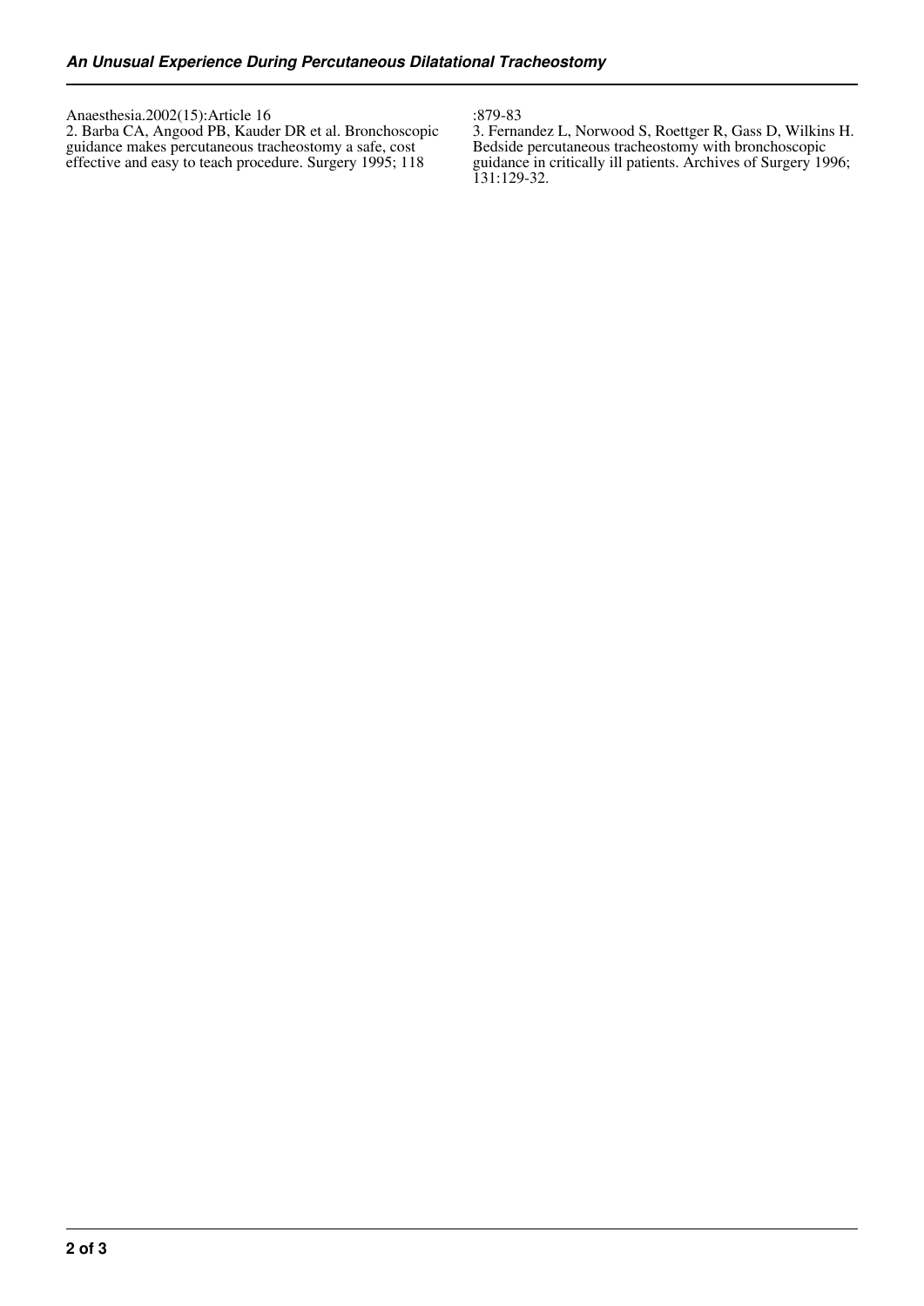Anaesthesia.2002(15):Article 16

2. Barba CA, Angood PB, Kauder DR et al. Bronchoscopic guidance makes percutaneous tracheostomy a safe, cost effective and easy to teach procedure. Surgery 1995; 118 :879-83

3. Fernandez L, Norwood S, Roettger R, Gass D, Wilkins H. Bedside percutaneous tracheostomy with bronchoscopic guidance in critically ill patients. Archives of Surgery 1996; 131:129-32.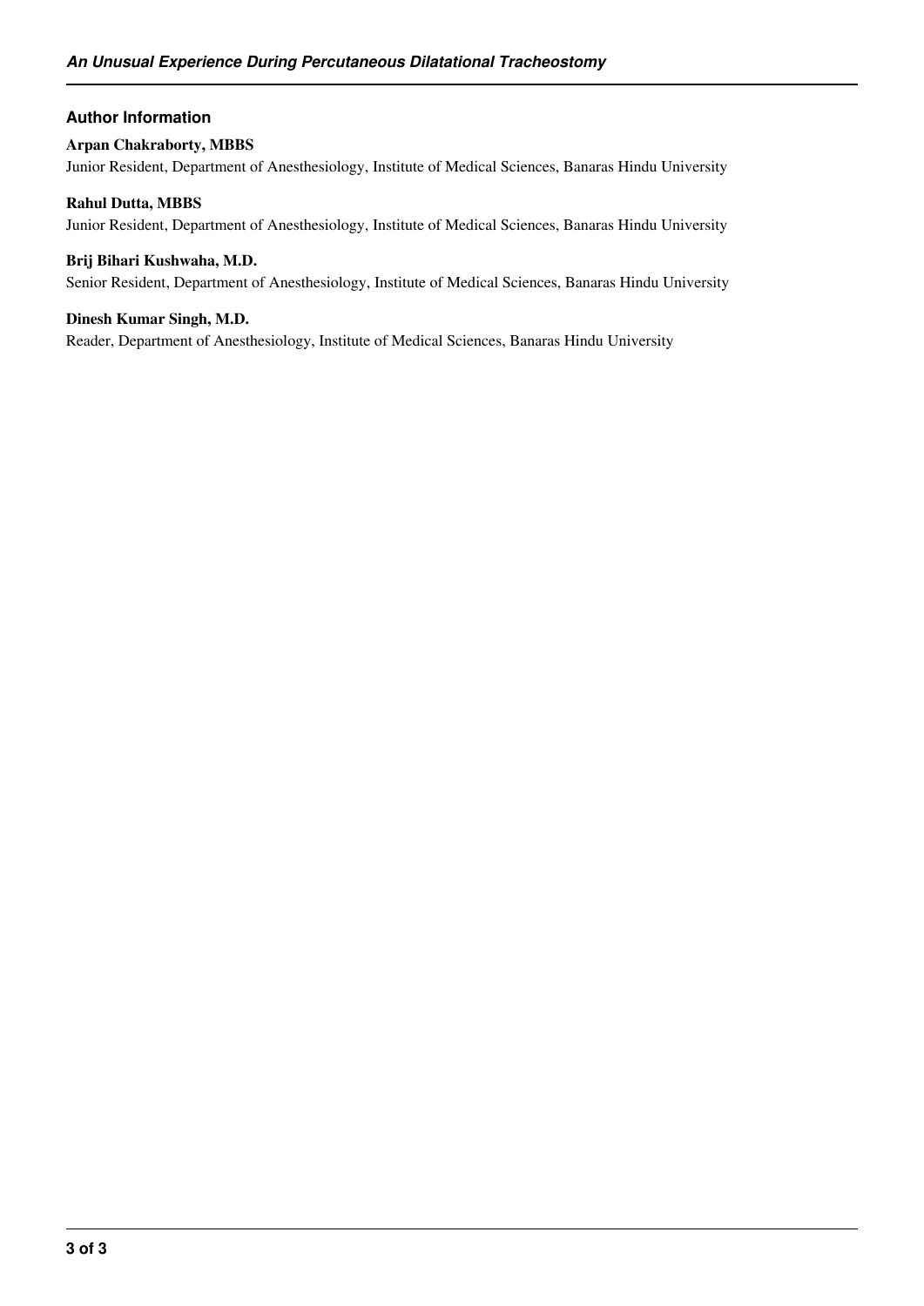## Author Information

**Arpan Chakraborty, MBBS**
Junior Resident, Department of Anesthesiology, Institute of Medical Sciences, Banaras Hindu University

**Rahul Dutta, MBBS**
Junior Resident, Department of Anesthesiology, Institute of Medical Sciences, Banaras Hindu University

**Brij Bihari Kushwaha, M.D.**
Senior Resident, Department of Anesthesiology, Institute of Medical Sciences, Banaras Hindu University

**Dinesh Kumar Singh, M.D.**
Reader, Department of Anesthesiology, Institute of Medical Sciences, Banaras Hindu University